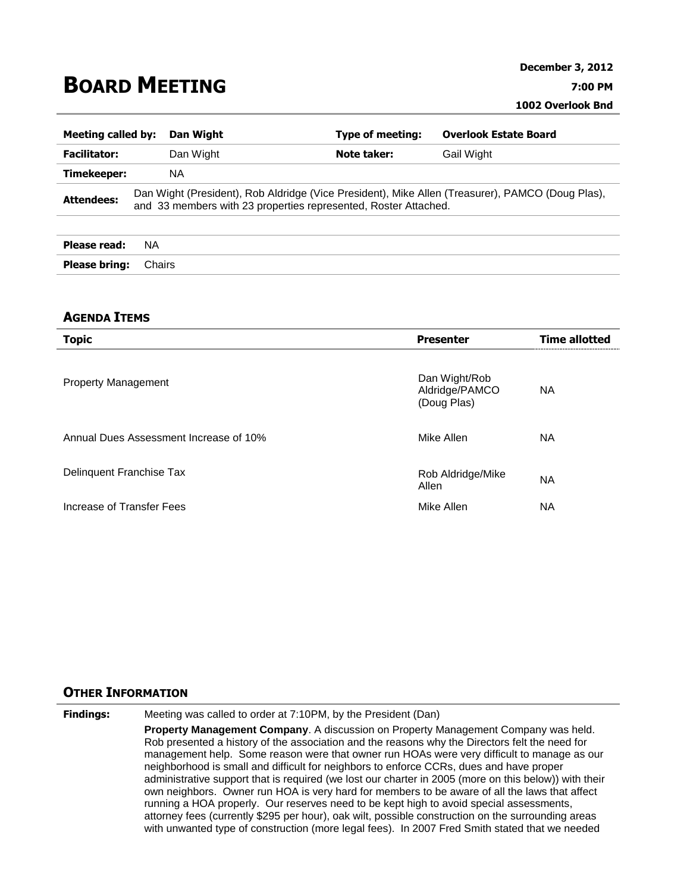# BOARD MEETING

**December 3, 2012**

**7:00 PM**

**1002 Overlook Bnd**

| | | | |
|---|---|---|---|
| **Meeting called by:** | **Dan Wight** | **Type of meeting:** | **Overlook Estate Board** |
| **Facilitator:** | Dan Wight | **Note taker:** | Gail Wight |
| **Timekeeper:** | NA | | |
| **Attendees:** | Dan Wight (President), Rob Aldridge (Vice President), Mike Allen (Treasurer), PAMCO (Doug Plas), and 33 members with 23 properties represented, Roster Attached. | | |

| | |
|---|---|
| **Please read:** | NA |
| **Please bring:** | Chairs |

## AGENDA ITEMS

| Topic | Presenter | Time allotted |
|---|---|---|
| Property Management | Dan Wight/Rob Aldridge/PAMCO (Doug Plas) | NA |
| Annual Dues Assessment Increase of 10% | Mike Allen | NA |
| Delinquent Franchise Tax | Rob Aldridge/Mike Allen | NA |
| Increase of Transfer Fees | Mike Allen | NA |

## OTHER INFORMATION

**Findings:** Meeting was called to order at 7:10PM, by the President (Dan)

**Property Management Company**. A discussion on Property Management Company was held. Rob presented a history of the association and the reasons why the Directors felt the need for management help. Some reason were that owner run HOAs were very difficult to manage as our neighborhood is small and difficult for neighbors to enforce CCRs, dues and have proper administrative support that is required (we lost our charter in 2005 (more on this below)) with their own neighbors. Owner run HOA is very hard for members to be aware of all the laws that affect running a HOA properly. Our reserves need to be kept high to avoid special assessments, attorney fees (currently $295 per hour), oak wilt, possible construction on the surrounding areas with unwanted type of construction (more legal fees). In 2007 Fred Smith stated that we needed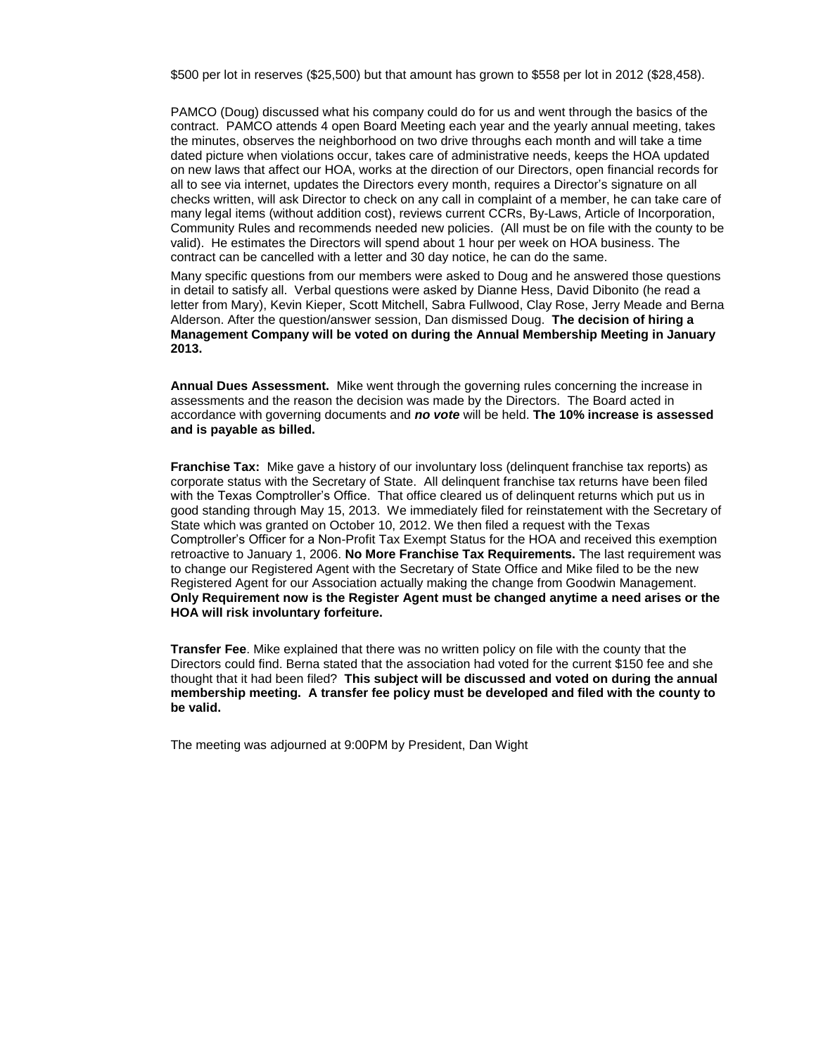$500 per lot in reserves ($25,500) but that amount has grown to $558 per lot in 2012 ($28,458).

PAMCO (Doug) discussed what his company could do for us and went through the basics of the contract. PAMCO attends 4 open Board Meeting each year and the yearly annual meeting, takes the minutes, observes the neighborhood on two drive throughs each month and will take a time dated picture when violations occur, takes care of administrative needs, keeps the HOA updated on new laws that affect our HOA, works at the direction of our Directors, open financial records for all to see via internet, updates the Directors every month, requires a Director's signature on all checks written, will ask Director to check on any call in complaint of a member, he can take care of many legal items (without addition cost), reviews current CCRs, By-Laws, Article of Incorporation, Community Rules and recommends needed new policies. (All must be on file with the county to be valid). He estimates the Directors will spend about 1 hour per week on HOA business. The contract can be cancelled with a letter and 30 day notice, he can do the same.

Many specific questions from our members were asked to Doug and he answered those questions in detail to satisfy all. Verbal questions were asked by Dianne Hess, David Dibonito (he read a letter from Mary), Kevin Kieper, Scott Mitchell, Sabra Fullwood, Clay Rose, Jerry Meade and Berna Alderson. After the question/answer session, Dan dismissed Doug. **The decision of hiring a Management Company will be voted on during the Annual Membership Meeting in January 2013.**

**Annual Dues Assessment.** Mike went through the governing rules concerning the increase in assessments and the reason the decision was made by the Directors. The Board acted in accordance with governing documents and ***no vote*** will be held. **The 10% increase is assessed and is payable as billed.**

**Franchise Tax:** Mike gave a history of our involuntary loss (delinquent franchise tax reports) as corporate status with the Secretary of State. All delinquent franchise tax returns have been filed with the Texas Comptroller's Office. That office cleared us of delinquent returns which put us in good standing through May 15, 2013. We immediately filed for reinstatement with the Secretary of State which was granted on October 10, 2012. We then filed a request with the Texas Comptroller's Officer for a Non-Profit Tax Exempt Status for the HOA and received this exemption retroactive to January 1, 2006. **No More Franchise Tax Requirements.** The last requirement was to change our Registered Agent with the Secretary of State Office and Mike filed to be the new Registered Agent for our Association actually making the change from Goodwin Management. **Only Requirement now is the Register Agent must be changed anytime a need arises or the HOA will risk involuntary forfeiture.**

**Transfer Fee**. Mike explained that there was no written policy on file with the county that the Directors could find. Berna stated that the association had voted for the current $150 fee and she thought that it had been filed? **This subject will be discussed and voted on during the annual membership meeting. A transfer fee policy must be developed and filed with the county to be valid.**

The meeting was adjourned at 9:00PM by President, Dan Wight